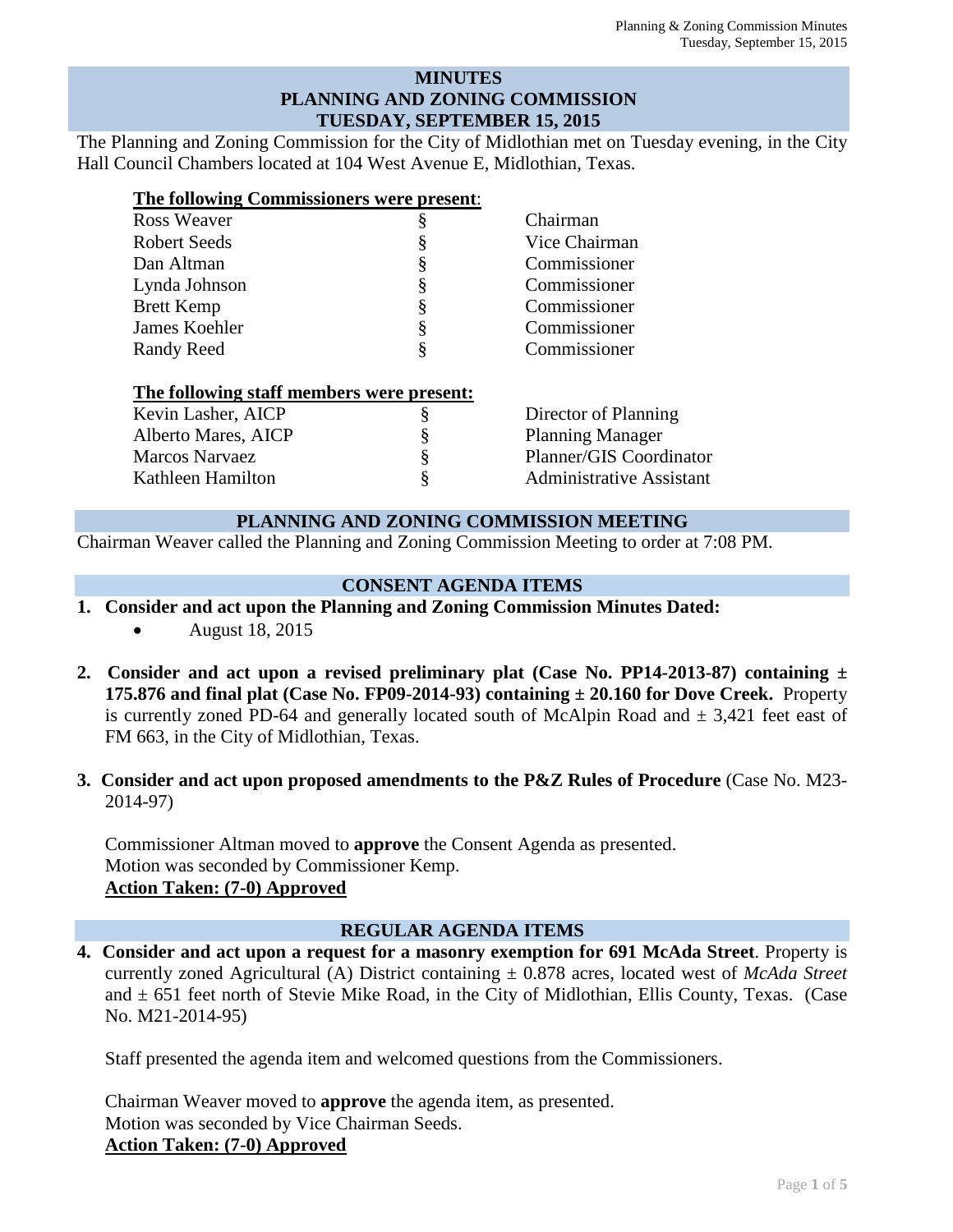# MINUTES
# PLANNING AND ZONING COMMISSION
# TUESDAY, SEPTEMBER 15, 2015

The Planning and Zoning Commission for the City of Midlothian met on Tuesday evening, in the City Hall Council Chambers located at 104 West Avenue E, Midlothian, Texas.

**The following Commissioners were present**:

| | | |
|---|---|---|
| Ross Weaver | § | Chairman |
| Robert Seeds | § | Vice Chairman |
| Dan Altman | § | Commissioner |
| Lynda Johnson | § | Commissioner |
| Brett Kemp | § | Commissioner |
| James Koehler | § | Commissioner |
| Randy Reed | § | Commissioner |

**The following staff members were present:**

| | | |
|---|---|---|
| Kevin Lasher, AICP | § | Director of Planning |
| Alberto Mares, AICP | § | Planning Manager |
| Marcos Narvaez | § | Planner/GIS Coordinator |
| Kathleen Hamilton | § | Administrative Assistant |

## PLANNING AND ZONING COMMISSION MEETING

Chairman Weaver called the Planning and Zoning Commission Meeting to order at 7:08 PM.

## CONSENT AGENDA ITEMS

1. **Consider and act upon the Planning and Zoning Commission Minutes Dated:**
   - August 18, 2015

2. **Consider and act upon a revised preliminary plat (Case No. PP14-2013-87) containing ± 175.876 and final plat (Case No. FP09-2014-93) containing ± 20.160 for Dove Creek.** Property is currently zoned PD-64 and generally located south of McAlpin Road and ± 3,421 feet east of FM 663, in the City of Midlothian, Texas.

3. **Consider and act upon proposed amendments to the P&Z Rules of Procedure** (Case No. M23-2014-97)

   Commissioner Altman moved to **approve** the Consent Agenda as presented.
   Motion was seconded by Commissioner Kemp.
   **Action Taken: (7-0) Approved**

## REGULAR AGENDA ITEMS

4. **Consider and act upon a request for a masonry exemption for 691 McAda Street**. Property is currently zoned Agricultural (A) District containing ± 0.878 acres, located west of *McAda Street* and ± 651 feet north of Stevie Mike Road, in the City of Midlothian, Ellis County, Texas. (Case No. M21-2014-95)

   Staff presented the agenda item and welcomed questions from the Commissioners.

   Chairman Weaver moved to **approve** the agenda item, as presented.
   Motion was seconded by Vice Chairman Seeds.
   **Action Taken: (7-0) Approved**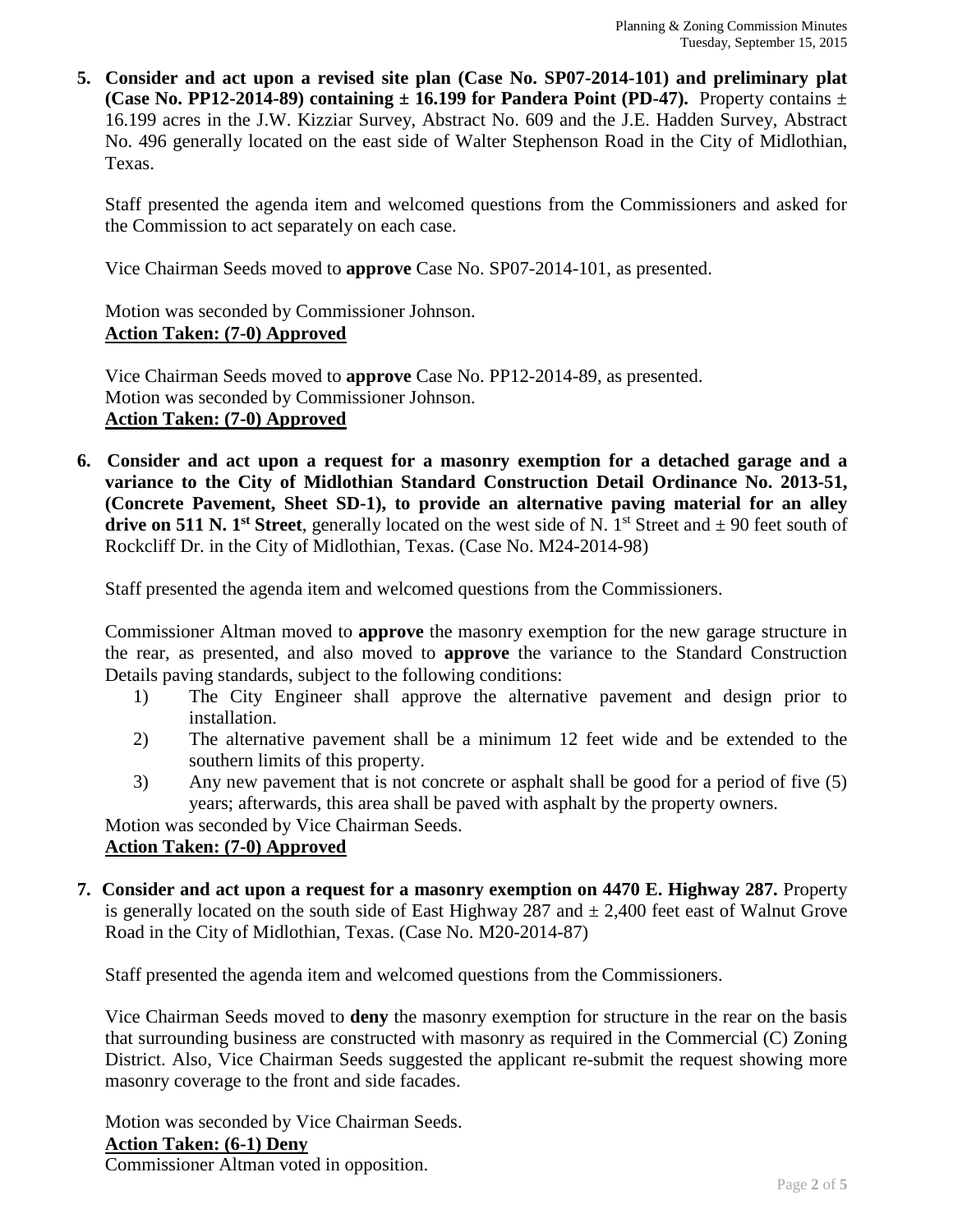5. **Consider and act upon a revised site plan (Case No. SP07-2014-101) and preliminary plat (Case No. PP12-2014-89) containing ± 16.199 for Pandera Point (PD-47).** Property contains ± 16.199 acres in the J.W. Kizziar Survey, Abstract No. 609 and the J.E. Hadden Survey, Abstract No. 496 generally located on the east side of Walter Stephenson Road in the City of Midlothian, Texas.

   Staff presented the agenda item and welcomed questions from the Commissioners and asked for the Commission to act separately on each case.

   Vice Chairman Seeds moved to **approve** Case No. SP07-2014-101, as presented.

   Motion was seconded by Commissioner Johnson.
   **Action Taken: (7-0) Approved**

   Vice Chairman Seeds moved to **approve** Case No. PP12-2014-89, as presented.
   Motion was seconded by Commissioner Johnson.
   **Action Taken: (7-0) Approved**

6. **Consider and act upon a request for a masonry exemption for a detached garage and a variance to the City of Midlothian Standard Construction Detail Ordinance No. 2013-51, (Concrete Pavement, Sheet SD-1), to provide an alternative paving material for an alley drive on 511 N. 1st Street**, generally located on the west side of N. 1st Street and ± 90 feet south of Rockcliff Dr. in the City of Midlothian, Texas. (Case No. M24-2014-98)

   Staff presented the agenda item and welcomed questions from the Commissioners.

   Commissioner Altman moved to **approve** the masonry exemption for the new garage structure in the rear, as presented, and also moved to **approve** the variance to the Standard Construction Details paving standards, subject to the following conditions:

   1) The City Engineer shall approve the alternative pavement and design prior to installation.
   2) The alternative pavement shall be a minimum 12 feet wide and be extended to the southern limits of this property.
   3) Any new pavement that is not concrete or asphalt shall be good for a period of five (5) years; afterwards, this area shall be paved with asphalt by the property owners.

   Motion was seconded by Vice Chairman Seeds.
   **Action Taken: (7-0) Approved**

7. **Consider and act upon a request for a masonry exemption on 4470 E. Highway 287.** Property is generally located on the south side of East Highway 287 and ± 2,400 feet east of Walnut Grove Road in the City of Midlothian, Texas. (Case No. M20-2014-87)

   Staff presented the agenda item and welcomed questions from the Commissioners.

   Vice Chairman Seeds moved to **deny** the masonry exemption for structure in the rear on the basis that surrounding business are constructed with masonry as required in the Commercial (C) Zoning District. Also, Vice Chairman Seeds suggested the applicant re-submit the request showing more masonry coverage to the front and side facades.

   Motion was seconded by Vice Chairman Seeds.
   **Action Taken: (6-1) Deny**
   Commissioner Altman voted in opposition.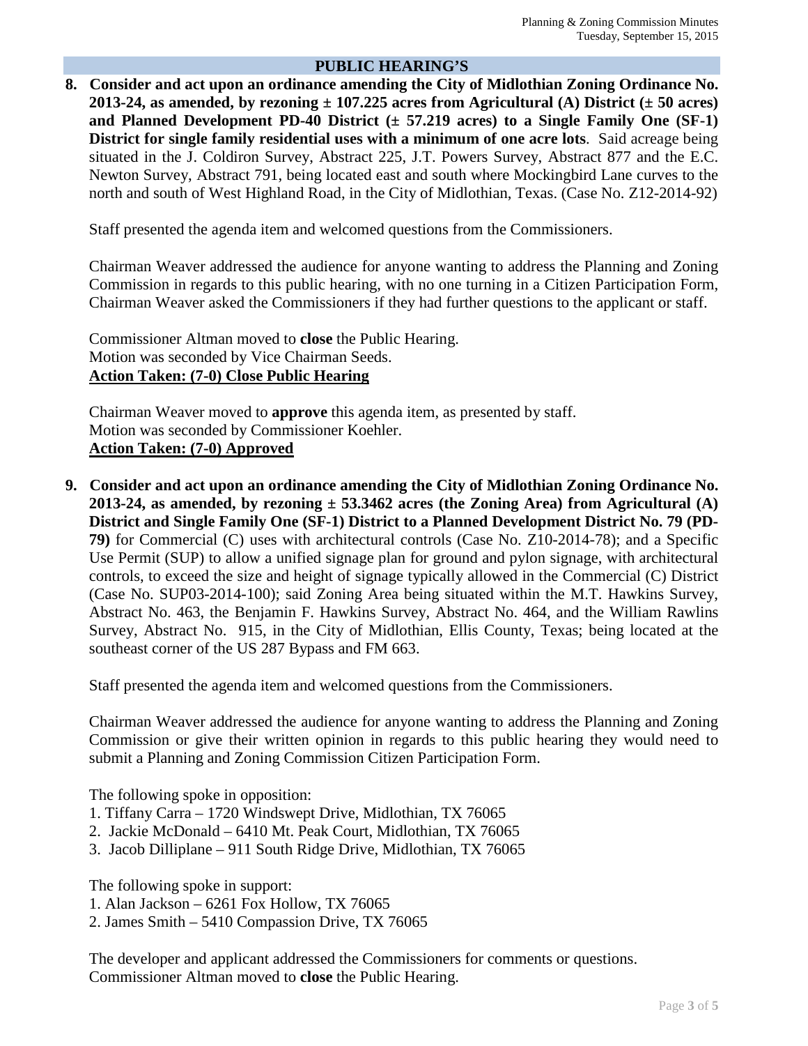## PUBLIC HEARING'S

8. **Consider and act upon an ordinance amending the City of Midlothian Zoning Ordinance No. 2013-24, as amended, by rezoning ± 107.225 acres from Agricultural (A) District (± 50 acres) and Planned Development PD-40 District (± 57.219 acres) to a Single Family One (SF-1) District for single family residential uses with a minimum of one acre lots**. Said acreage being situated in the J. Coldiron Survey, Abstract 225, J.T. Powers Survey, Abstract 877 and the E.C. Newton Survey, Abstract 791, being located east and south where Mockingbird Lane curves to the north and south of West Highland Road, in the City of Midlothian, Texas. (Case No. Z12-2014-92)

   Staff presented the agenda item and welcomed questions from the Commissioners.

   Chairman Weaver addressed the audience for anyone wanting to address the Planning and Zoning Commission in regards to this public hearing, with no one turning in a Citizen Participation Form, Chairman Weaver asked the Commissioners if they had further questions to the applicant or staff.

   Commissioner Altman moved to **close** the Public Hearing.
   Motion was seconded by Vice Chairman Seeds.
   **Action Taken: (7-0) Close Public Hearing**

   Chairman Weaver moved to **approve** this agenda item, as presented by staff.
   Motion was seconded by Commissioner Koehler.
   **Action Taken: (7-0) Approved**

9. **Consider and act upon an ordinance amending the City of Midlothian Zoning Ordinance No. 2013-24, as amended, by rezoning ± 53.3462 acres (the Zoning Area) from Agricultural (A) District and Single Family One (SF-1) District to a Planned Development District No. 79 (PD-79)** for Commercial (C) uses with architectural controls (Case No. Z10-2014-78); and a Specific Use Permit (SUP) to allow a unified signage plan for ground and pylon signage, with architectural controls, to exceed the size and height of signage typically allowed in the Commercial (C) District (Case No. SUP03-2014-100); said Zoning Area being situated within the M.T. Hawkins Survey, Abstract No. 463, the Benjamin F. Hawkins Survey, Abstract No. 464, and the William Rawlins Survey, Abstract No. 915, in the City of Midlothian, Ellis County, Texas; being located at the southeast corner of the US 287 Bypass and FM 663.

   Staff presented the agenda item and welcomed questions from the Commissioners.

   Chairman Weaver addressed the audience for anyone wanting to address the Planning and Zoning Commission or give their written opinion in regards to this public hearing they would need to submit a Planning and Zoning Commission Citizen Participation Form.

   The following spoke in opposition:
   1. Tiffany Carra – 1720 Windswept Drive, Midlothian, TX 76065
   2. Jackie McDonald – 6410 Mt. Peak Court, Midlothian, TX 76065
   3. Jacob Dilliplane – 911 South Ridge Drive, Midlothian, TX 76065

   The following spoke in support:
   1. Alan Jackson – 6261 Fox Hollow, TX 76065
   2. James Smith – 5410 Compassion Drive, TX 76065

   The developer and applicant addressed the Commissioners for comments or questions.
   Commissioner Altman moved to **close** the Public Hearing.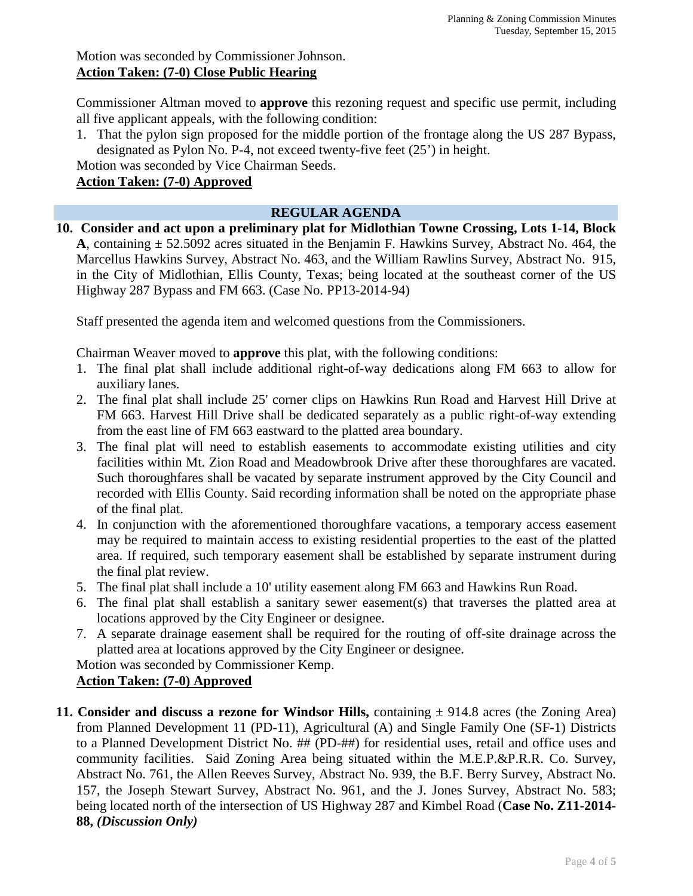Motion was seconded by Commissioner Johnson.
**Action Taken: (7-0) Close Public Hearing**

Commissioner Altman moved to **approve** this rezoning request and specific use permit, including all five applicant appeals, with the following condition:

1. That the pylon sign proposed for the middle portion of the frontage along the US 287 Bypass, designated as Pylon No. P-4, not exceed twenty-five feet (25') in height.

Motion was seconded by Vice Chairman Seeds.
**Action Taken: (7-0) Approved**

## REGULAR AGENDA

**10. Consider and act upon a preliminary plat for Midlothian Towne Crossing, Lots 1-14, Block A**, containing ± 52.5092 acres situated in the Benjamin F. Hawkins Survey, Abstract No. 464, the Marcellus Hawkins Survey, Abstract No. 463, and the William Rawlins Survey, Abstract No. 915, in the City of Midlothian, Ellis County, Texas; being located at the southeast corner of the US Highway 287 Bypass and FM 663. (Case No. PP13-2014-94)

Staff presented the agenda item and welcomed questions from the Commissioners.

Chairman Weaver moved to **approve** this plat, with the following conditions:

1. The final plat shall include additional right-of-way dedications along FM 663 to allow for auxiliary lanes.
2. The final plat shall include 25' corner clips on Hawkins Run Road and Harvest Hill Drive at FM 663. Harvest Hill Drive shall be dedicated separately as a public right-of-way extending from the east line of FM 663 eastward to the platted area boundary.
3. The final plat will need to establish easements to accommodate existing utilities and city facilities within Mt. Zion Road and Meadowbrook Drive after these thoroughfares are vacated. Such thoroughfares shall be vacated by separate instrument approved by the City Council and recorded with Ellis County. Said recording information shall be noted on the appropriate phase of the final plat.
4. In conjunction with the aforementioned thoroughfare vacations, a temporary access easement may be required to maintain access to existing residential properties to the east of the platted area. If required, such temporary easement shall be established by separate instrument during the final plat review.
5. The final plat shall include a 10' utility easement along FM 663 and Hawkins Run Road.
6. The final plat shall establish a sanitary sewer easement(s) that traverses the platted area at locations approved by the City Engineer or designee.
7. A separate drainage easement shall be required for the routing of off-site drainage across the platted area at locations approved by the City Engineer or designee.

Motion was seconded by Commissioner Kemp.
**Action Taken: (7-0) Approved**

**11. Consider and discuss a rezone for Windsor Hills,** containing ± 914.8 acres (the Zoning Area) from Planned Development 11 (PD-11), Agricultural (A) and Single Family One (SF-1) Districts to a Planned Development District No. ## (PD-##) for residential uses, retail and office uses and community facilities. Said Zoning Area being situated within the M.E.P.&P.R.R. Co. Survey, Abstract No. 761, the Allen Reeves Survey, Abstract No. 939, the B.F. Berry Survey, Abstract No. 157, the Joseph Stewart Survey, Abstract No. 961, and the J. Jones Survey, Abstract No. 583; being located north of the intersection of US Highway 287 and Kimbel Road (**Case No. Z11-2014-88,** ***(Discussion Only)***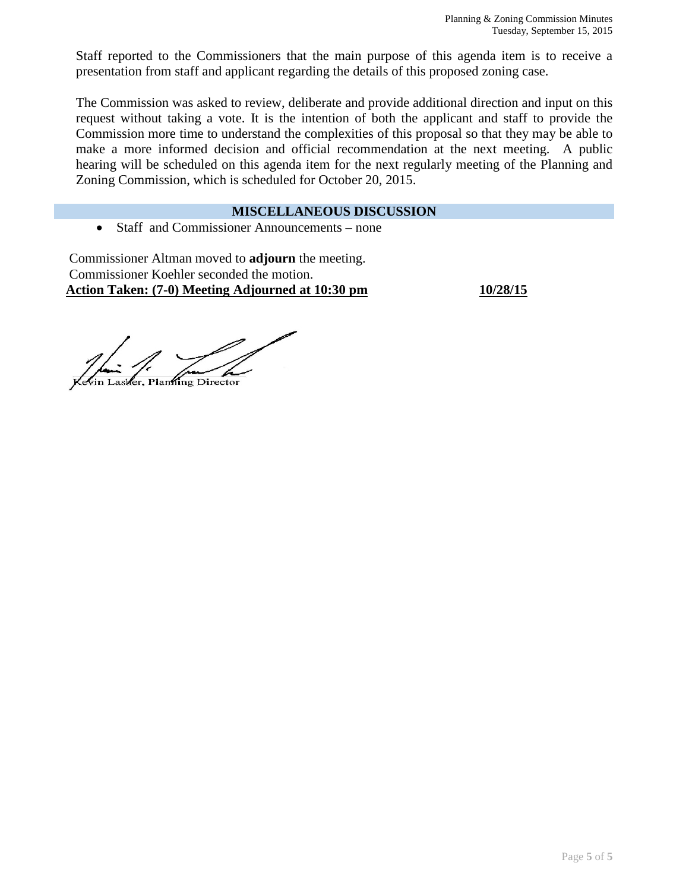Staff reported to the Commissioners that the main purpose of this agenda item is to receive a presentation from staff and applicant regarding the details of this proposed zoning case.

The Commission was asked to review, deliberate and provide additional direction and input on this request without taking a vote. It is the intention of both the applicant and staff to provide the Commission more time to understand the complexities of this proposal so that they may be able to make a more informed decision and official recommendation at the next meeting. A public hearing will be scheduled on this agenda item for the next regularly meeting of the Planning and Zoning Commission, which is scheduled for October 20, 2015.

## MISCELLANEOUS DISCUSSION

- Staff and Commissioner Announcements – none

Commissioner Altman moved to **adjourn** the meeting.
Commissioner Koehler seconded the motion.
**Action Taken: (7-0) Meeting Adjourned at 10:30 pm** **10/28/15**

Kevin Lasher, Planning Director